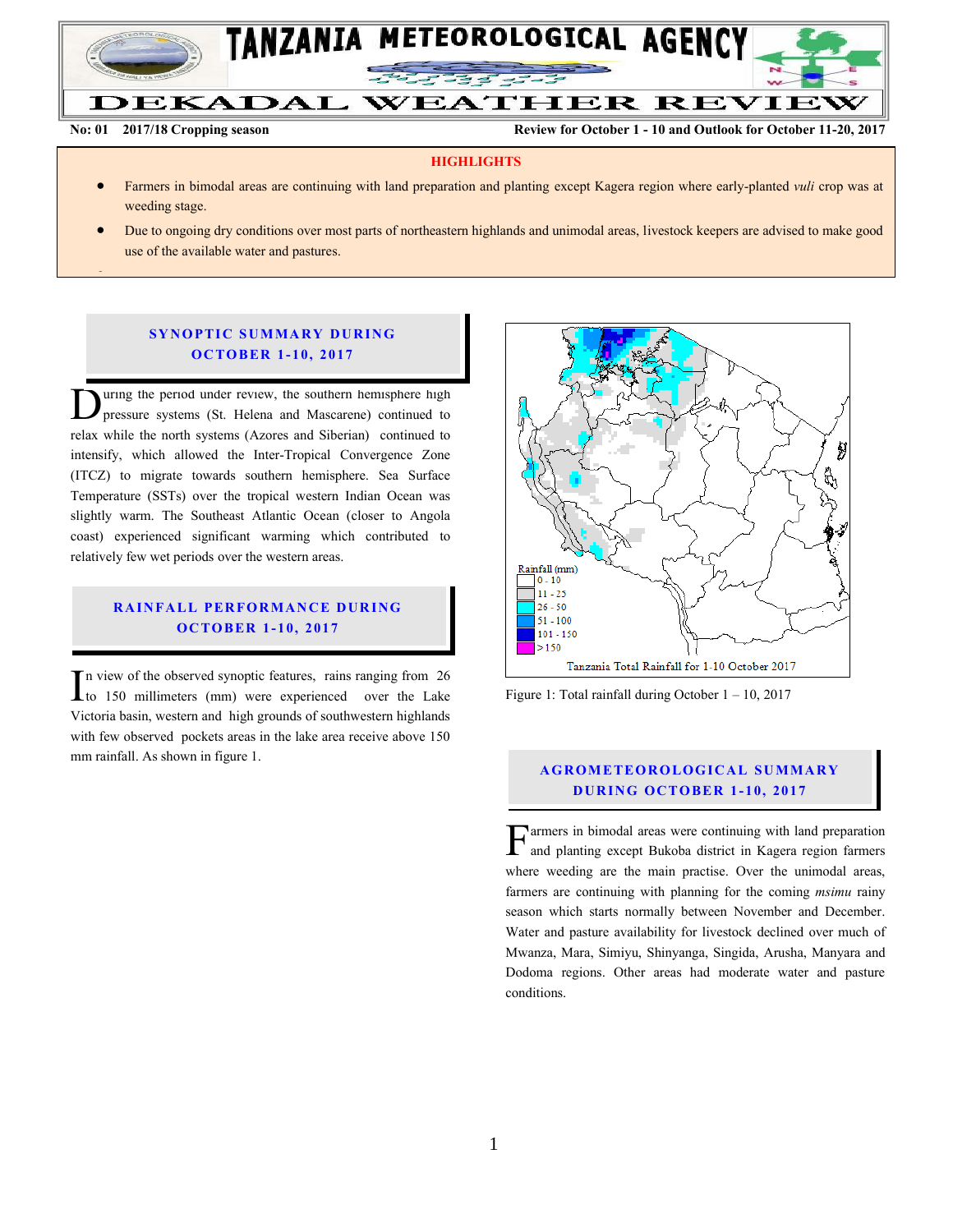# TANZANIA METEOROLOGICAL AGENCY

# DEKADAL WEATHER REVIEW

**No: 01 2017/18 Cropping season** **Review for October 1 - 10 and Outlook for October 11-20, 2017**

## HIGHLIGHTS

- Farmers in bimodal areas are continuing with land preparation and planting except Kagera region where early-planted *vuli* crop was at weeding stage.
- Due to ongoing dry conditions over most parts of northeastern highlands and unimodal areas, livestock keepers are advised to make good use of the available water and pastures.

## SYNOPTIC SUMMARY DURING OCTOBER 1-10, 2017

During the period under review, the southern hemisphere high pressure systems (St. Helena and Mascarene) continued to relax while the north systems (Azores and Siberian) continued to intensify, which allowed the Inter-Tropical Convergence Zone (ITCZ) to migrate towards southern hemisphere. Sea Surface Temperature (SSTs) over the tropical western Indian Ocean was slightly warm. The Southeast Atlantic Ocean (closer to Angola coast) experienced significant warming which contributed to relatively few wet periods over the western areas.

## RAINFALL PERFORMANCE DURING OCTOBER 1-10, 2017

In view of the observed synoptic features, rains ranging from 26 to 150 millimeters (mm) were experienced over the Lake Victoria basin, western and high grounds of southwestern highlands with few observed pockets areas in the lake area receive above 150 mm rainfall. As shown in figure 1.

Rainfall (mm): 0 - 10; 11 - 25; 26 - 50; 51 - 100; 101 - 150; > 150

Tanzania Total Rainfall for 1-10 October 2017

Figure 1: Total rainfall during October 1 – 10, 2017

## AGROMETEOROLOGICAL SUMMARY DURING OCTOBER 1-10, 2017

Farmers in bimodal areas were continuing with land preparation and planting except Bukoba district in Kagera region farmers where weeding are the main practise. Over the unimodal areas, farmers are continuing with planning for the coming *msimu* rainy season which starts normally between November and December. Water and pasture availability for livestock declined over much of Mwanza, Mara, Simiyu, Shinyanga, Singida, Arusha, Manyara and Dodoma regions. Other areas had moderate water and pasture conditions.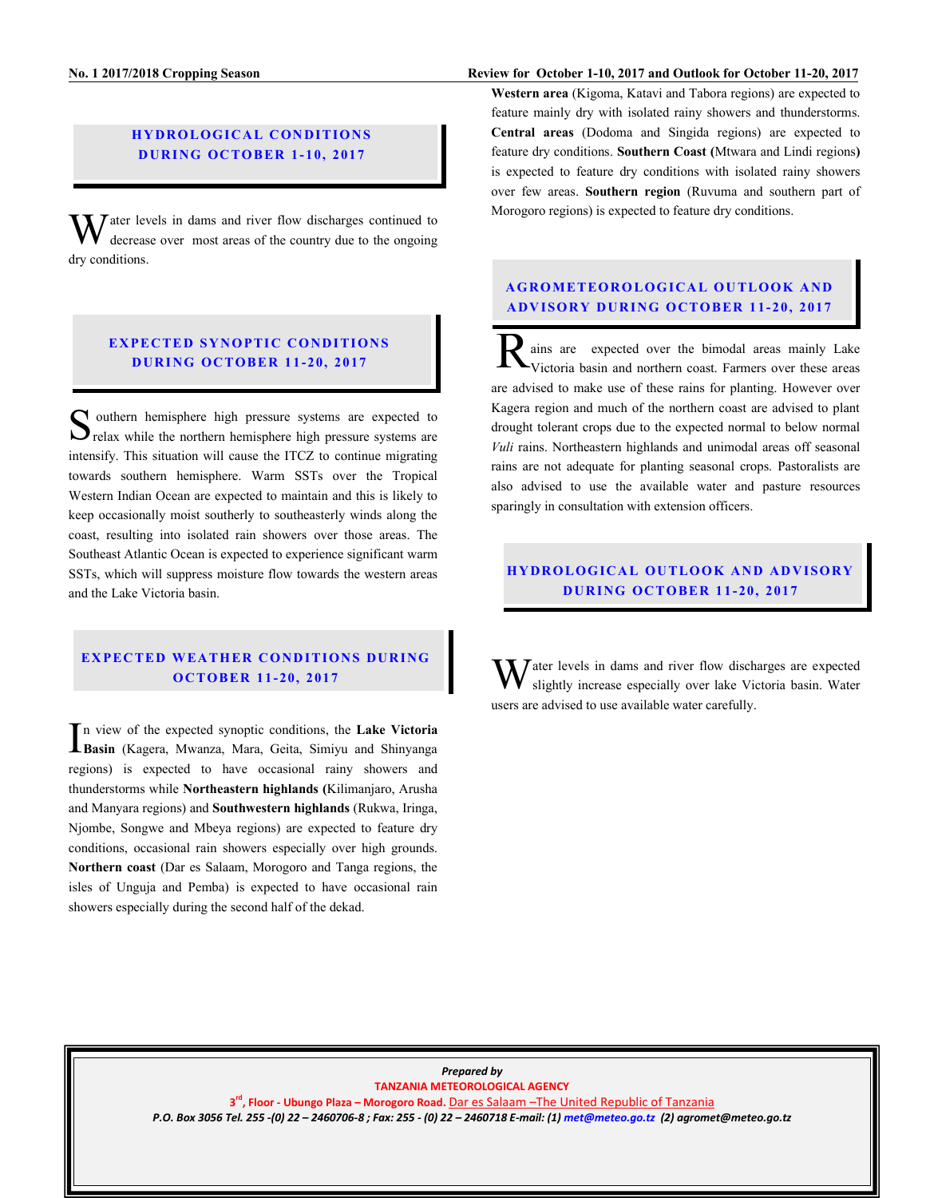## HYDROLOGICAL CONDITIONS DURING OCTOBER 1-10, 2017

Water levels in dams and river flow discharges continued to decrease over most areas of the country due to the ongoing dry conditions.

## EXPECTED SYNOPTIC CONDITIONS DURING OCTOBER 11-20, 2017

Southern hemisphere high pressure systems are expected to relax while the northern hemisphere high pressure systems are intensify. This situation will cause the ITCZ to continue migrating towards southern hemisphere. Warm SSTs over the Tropical Western Indian Ocean are expected to maintain and this is likely to keep occasionally moist southerly to southeasterly winds along the coast, resulting into isolated rain showers over those areas. The Southeast Atlantic Ocean is expected to experience significant warm SSTs, which will suppress moisture flow towards the western areas and the Lake Victoria basin.

## EXPECTED WEATHER CONDITIONS DURING OCTOBER 11-20, 2017

In view of the expected synoptic conditions, the **Lake Victoria Basin** (Kagera, Mwanza, Mara, Geita, Simiyu and Shinyanga regions) is expected to have occasional rainy showers and thunderstorms while **Northeastern highlands (**Kilimanjaro, Arusha and Manyara regions) and **Southwestern highlands** (Rukwa, Iringa, Njombe, Songwe and Mbeya regions) are expected to feature dry conditions, occasional rain showers especially over high grounds. **Northern coast** (Dar es Salaam, Morogoro and Tanga regions, the isles of Unguja and Pemba) is expected to have occasional rain showers especially during the second half of the dekad. **Western area** (Kigoma, Katavi and Tabora regions) are expected to feature mainly dry with isolated rainy showers and thunderstorms. **Central areas** (Dodoma and Singida regions) are expected to feature dry conditions. **Southern Coast (**Mtwara and Lindi regions**)** is expected to feature dry conditions with isolated rainy showers over few areas. **Southern region** (Ruvuma and southern part of Morogoro regions) is expected to feature dry conditions.

## AGROMETEOROLOGICAL OUTLOOK AND ADVISORY DURING OCTOBER 11-20, 2017

Rains are expected over the bimodal areas mainly Lake Victoria basin and northern coast. Farmers over these areas are advised to make use of these rains for planting. However over Kagera region and much of the northern coast are advised to plant drought tolerant crops due to the expected normal to below normal *Vuli* rains. Northeastern highlands and unimodal areas off seasonal rains are not adequate for planting seasonal crops. Pastoralists are also advised to use the available water and pasture resources sparingly in consultation with extension officers.

## HYDROLOGICAL OUTLOOK AND ADVISORY DURING OCTOBER 11-20, 2017

Water levels in dams and river flow discharges are expected slightly increase especially over lake Victoria basin. Water users are advised to use available water carefully.

*Prepared by*

**TANZANIA METEOROLOGICAL AGENCY**

**3rd, Floor - Ubungo Plaza – Morogoro Road.** Dar es Salaam –The United Republic of Tanzania

*P.O. Box 3056 Tel. 255 -(0) 22 – 2460706-8 ; Fax: 255 - (0) 22 – 2460718 E-mail: (1) met@meteo.go.tz (2) agromet@meteo.go.tz*